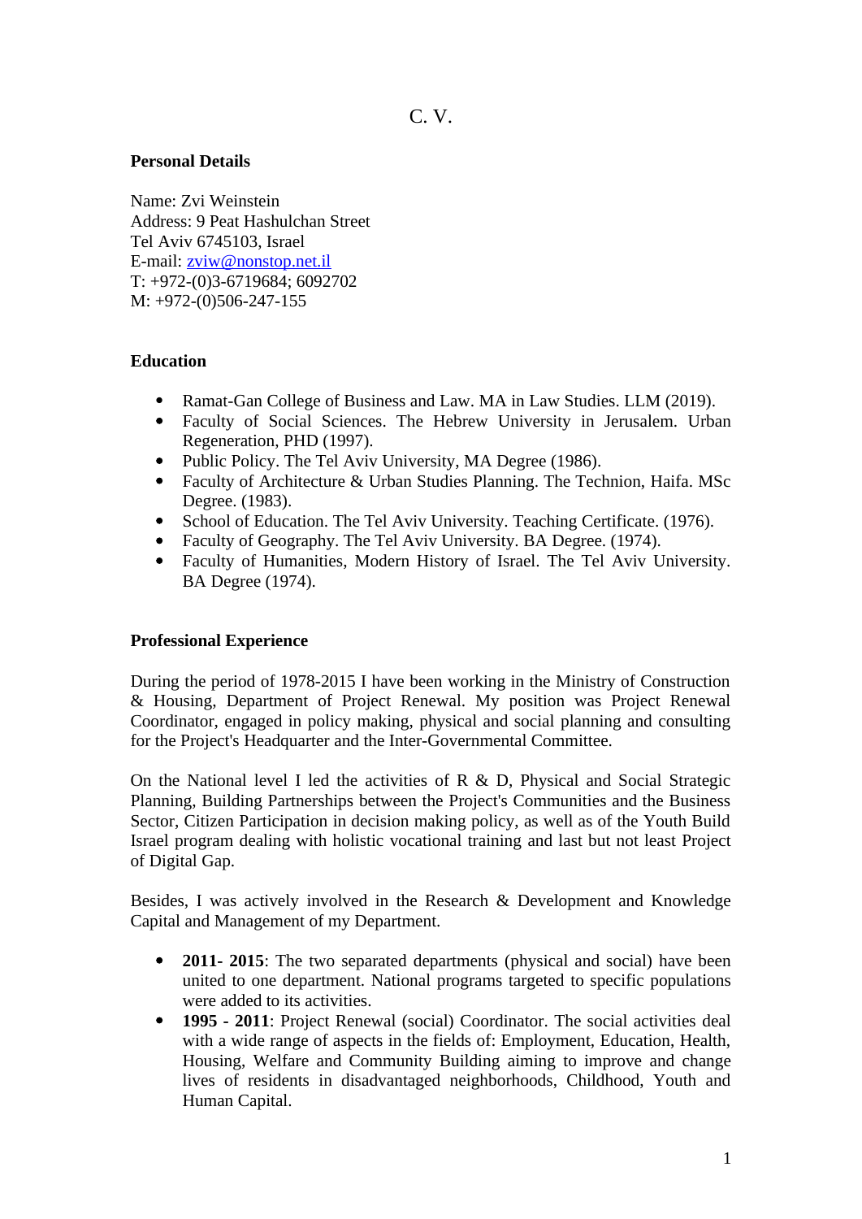# C. V.

**Personal Details**

Name: Zvi Weinstein
Address: 9 Peat Hashulchan Street
Tel Aviv 6745103, Israel
E-mail: zviw@nonstop.net.il
T: +972-(0)3-6719684; 6092702
M: +972-(0)506-247-155

**Education**

- Ramat-Gan College of Business and Law. MA in Law Studies. LLM (2019).
- Faculty of Social Sciences. The Hebrew University in Jerusalem. Urban Regeneration, PHD (1997).
- Public Policy. The Tel Aviv University, MA Degree (1986).
- Faculty of Architecture & Urban Studies Planning. The Technion, Haifa. MSc Degree. (1983).
- School of Education. The Tel Aviv University. Teaching Certificate. (1976).
- Faculty of Geography. The Tel Aviv University. BA Degree. (1974).
- Faculty of Humanities, Modern History of Israel. The Tel Aviv University. BA Degree (1974).

**Professional Experience**

During the period of 1978-2015 I have been working in the Ministry of Construction & Housing, Department of Project Renewal. My position was Project Renewal Coordinator, engaged in policy making, physical and social planning and consulting for the Project's Headquarter and the Inter-Governmental Committee.

On the National level I led the activities of R & D, Physical and Social Strategic Planning, Building Partnerships between the Project's Communities and the Business Sector, Citizen Participation in decision making policy, as well as of the Youth Build Israel program dealing with holistic vocational training and last but not least Project of Digital Gap.

Besides, I was actively involved in the Research & Development and Knowledge Capital and Management of my Department.

- **2011- 2015**: The two separated departments (physical and social) have been united to one department. National programs targeted to specific populations were added to its activities.
- **1995 - 2011**: Project Renewal (social) Coordinator. The social activities deal with a wide range of aspects in the fields of: Employment, Education, Health, Housing, Welfare and Community Building aiming to improve and change lives of residents in disadvantaged neighborhoods, Childhood, Youth and Human Capital.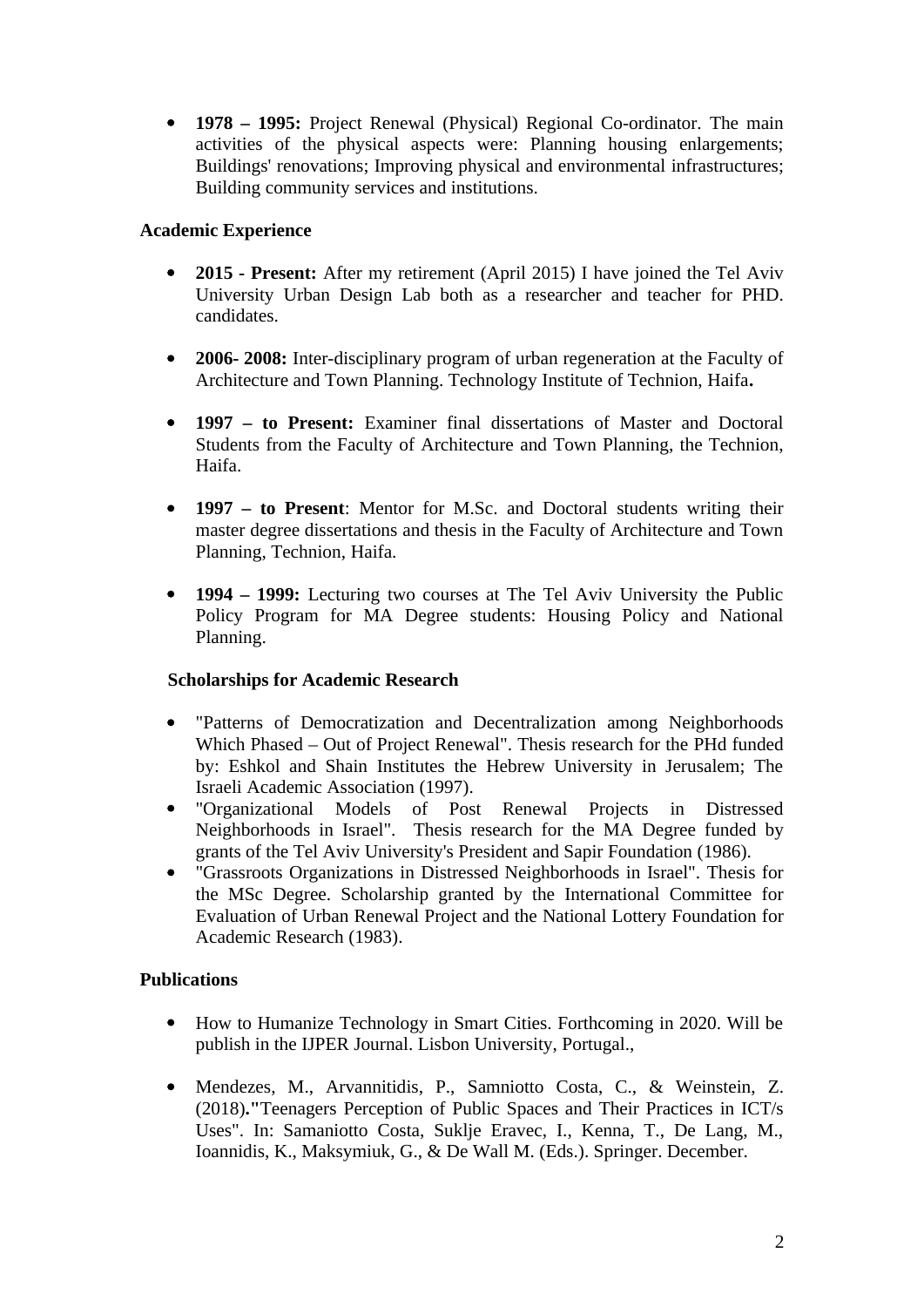- **1978 – 1995:** Project Renewal (Physical) Regional Co-ordinator. The main activities of the physical aspects were: Planning housing enlargements; Buildings' renovations; Improving physical and environmental infrastructures; Building community services and institutions.

**Academic Experience**

- **2015 - Present:** After my retirement (April 2015) I have joined the Tel Aviv University Urban Design Lab both as a researcher and teacher for PHD. candidates.

- **2006- 2008:** Inter-disciplinary program of urban regeneration at the Faculty of Architecture and Town Planning. Technology Institute of Technion, Haifa**.**

- **1997 – to Present:** Examiner final dissertations of Master and Doctoral Students from the Faculty of Architecture and Town Planning, the Technion, Haifa.

- **1997 – to Present**: Mentor for M.Sc. and Doctoral students writing their master degree dissertations and thesis in the Faculty of Architecture and Town Planning, Technion, Haifa.

- **1994 – 1999:** Lecturing two courses at The Tel Aviv University the Public Policy Program for MA Degree students: Housing Policy and National Planning.

**Scholarships for Academic Research**

- "Patterns of Democratization and Decentralization among Neighborhoods Which Phased – Out of Project Renewal". Thesis research for the PHd funded by: Eshkol and Shain Institutes the Hebrew University in Jerusalem; The Israeli Academic Association (1997).
- "Organizational Models of Post Renewal Projects in Distressed Neighborhoods in Israel". Thesis research for the MA Degree funded by grants of the Tel Aviv University's President and Sapir Foundation (1986).
- "Grassroots Organizations in Distressed Neighborhoods in Israel". Thesis for the MSc Degree. Scholarship granted by the International Committee for Evaluation of Urban Renewal Project and the National Lottery Foundation for Academic Research (1983).

**Publications**

- How to Humanize Technology in Smart Cities. Forthcoming in 2020. Will be publish in the IJPER Journal. Lisbon University, Portugal.,

- Mendezes, M., Arvannitidis, P., Samniotto Costa, C., & Weinstein, Z. (2018)**."**Teenagers Perception of Public Spaces and Their Practices in ICT/s Uses". In: Samaniotto Costa, Suklje Eravec, I., Kenna, T., De Lang, M., Ioannidis, K., Maksymiuk, G., & De Wall M. (Eds.). Springer. December.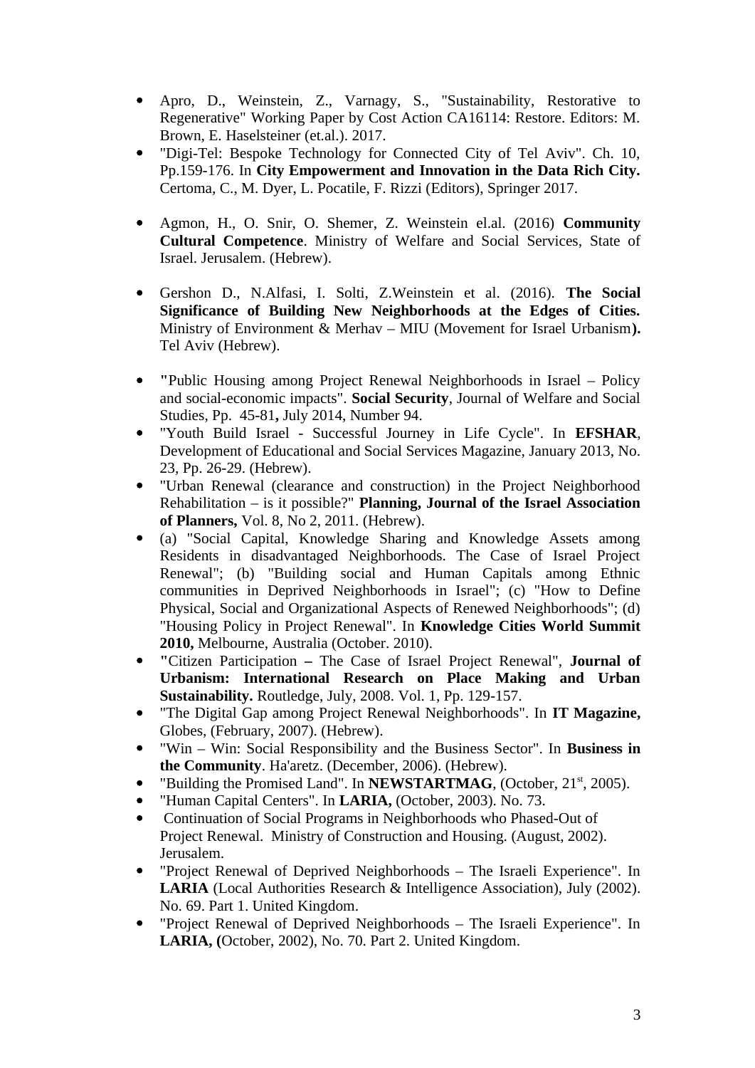- Apro, D., Weinstein, Z., Varnagy, S., "Sustainability, Restorative to Regenerative" Working Paper by Cost Action CA16114: Restore. Editors: M. Brown, E. Haselsteiner (et.al.). 2017.
- "Digi-Tel: Bespoke Technology for Connected City of Tel Aviv". Ch. 10, Pp.159-176. In **City Empowerment and Innovation in the Data Rich City.** Certoma, C., M. Dyer, L. Pocatile, F. Rizzi (Editors), Springer 2017.

- Agmon, H., O. Snir, O. Shemer, Z. Weinstein el.al. (2016) **Community Cultural Competence**. Ministry of Welfare and Social Services, State of Israel. Jerusalem. (Hebrew).

- Gershon D., N.Alfasi, I. Solti, Z.Weinstein et al. (2016). **The Social Significance of Building New Neighborhoods at the Edges of Cities.** Ministry of Environment & Merhav – MIU (Movement for Israel Urbanism**).** Tel Aviv (Hebrew).

- **"**Public Housing among Project Renewal Neighborhoods in Israel – Policy and social-economic impacts". **Social Security**, Journal of Welfare and Social Studies, Pp. 45-81**,** July 2014, Number 94.
- "Youth Build Israel - Successful Journey in Life Cycle". In **EFSHAR**, Development of Educational and Social Services Magazine, January 2013, No. 23, Pp. 26-29. (Hebrew).
- "Urban Renewal (clearance and construction) in the Project Neighborhood Rehabilitation – is it possible?" **Planning, Journal of the Israel Association of Planners,** Vol. 8, No 2, 2011. (Hebrew).
- (a) "Social Capital, Knowledge Sharing and Knowledge Assets among Residents in disadvantaged Neighborhoods. The Case of Israel Project Renewal"; (b) "Building social and Human Capitals among Ethnic communities in Deprived Neighborhoods in Israel"; (c) "How to Define Physical, Social and Organizational Aspects of Renewed Neighborhoods"; (d) "Housing Policy in Project Renewal". In **Knowledge Cities World Summit 2010,** Melbourne, Australia (October. 2010).
- **"**Citizen Participation **–** The Case of Israel Project Renewal", **Journal of Urbanism: International Research on Place Making and Urban Sustainability.** Routledge, July, 2008. Vol. 1, Pp. 129-157.
- "The Digital Gap among Project Renewal Neighborhoods". In **IT Magazine,** Globes, (February, 2007). (Hebrew).
- "Win – Win: Social Responsibility and the Business Sector". In **Business in the Community**. Ha'aretz. (December, 2006). (Hebrew).
- "Building the Promised Land". In **NEWSTARTMAG**, (October, 21st, 2005).
- "Human Capital Centers". In **LARIA,** (October, 2003). No. 73.
- Continuation of Social Programs in Neighborhoods who Phased-Out of Project Renewal. Ministry of Construction and Housing. (August, 2002). Jerusalem.
- "Project Renewal of Deprived Neighborhoods – The Israeli Experience". In **LARIA** (Local Authorities Research & Intelligence Association), July (2002). No. 69. Part 1. United Kingdom.
- "Project Renewal of Deprived Neighborhoods – The Israeli Experience". In **LARIA, (**October, 2002), No. 70. Part 2. United Kingdom.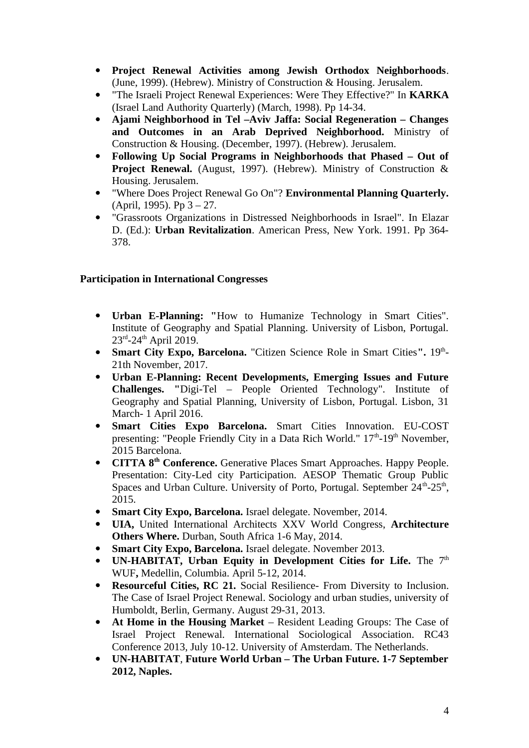- **Project Renewal Activities among Jewish Orthodox Neighborhoods**. (June, 1999). (Hebrew). Ministry of Construction & Housing. Jerusalem.
- "The Israeli Project Renewal Experiences: Were They Effective?" In **KARKA** (Israel Land Authority Quarterly) (March, 1998). Pp 14-34.
- **Ajami Neighborhood in Tel –Aviv Jaffa: Social Regeneration – Changes and Outcomes in an Arab Deprived Neighborhood.** Ministry of Construction & Housing. (December, 1997). (Hebrew). Jerusalem.
- **Following Up Social Programs in Neighborhoods that Phased – Out of Project Renewal.** (August, 1997). (Hebrew). Ministry of Construction & Housing. Jerusalem.
- "Where Does Project Renewal Go On"? **Environmental Planning Quarterly.** (April, 1995). Pp 3 – 27.
- "Grassroots Organizations in Distressed Neighborhoods in Israel". In Elazar D. (Ed.): **Urban Revitalization**. American Press, New York. 1991. Pp 364-378.

**Participation in International Congresses**

- **Urban E-Planning: "**How to Humanize Technology in Smart Cities". Institute of Geography and Spatial Planning. University of Lisbon, Portugal. 23rd-24th April 2019.
- **Smart City Expo, Barcelona.** "Citizen Science Role in Smart Cities**".** 19th-21th November, 2017.
- **Urban E-Planning: Recent Developments, Emerging Issues and Future Challenges. "**Digi-Tel – People Oriented Technology". Institute of Geography and Spatial Planning, University of Lisbon, Portugal. Lisbon, 31 March- 1 April 2016.
- **Smart Cities Expo Barcelona.** Smart Cities Innovation. EU-COST presenting: "People Friendly City in a Data Rich World." 17th-19th November, 2015 Barcelona.
- **CITTA 8th Conference.** Generative Places Smart Approaches. Happy People. Presentation: City-Led city Participation. AESOP Thematic Group Public Spaces and Urban Culture. University of Porto, Portugal. September 24th-25th, 2015.
- **Smart City Expo, Barcelona.** Israel delegate. November, 2014.
- **UIA,** United International Architects XXV World Congress, **Architecture Others Where.** Durban, South Africa 1-6 May, 2014.
- **Smart City Expo, Barcelona.** Israel delegate. November 2013.
- **UN-HABITAT, Urban Equity in Development Cities for Life.** The 7th WUF**,** Medellin, Columbia. April 5-12, 2014.
- **Resourceful Cities, RC 21.** Social Resilience- From Diversity to Inclusion. The Case of Israel Project Renewal. Sociology and urban studies, university of Humboldt, Berlin, Germany. August 29-31, 2013.
- **At Home in the Housing Market** – Resident Leading Groups: The Case of Israel Project Renewal. International Sociological Association. RC43 Conference 2013, July 10-12. University of Amsterdam. The Netherlands.
- **UN-HABITAT**, **Future World Urban – The Urban Future. 1-7 September 2012, Naples.**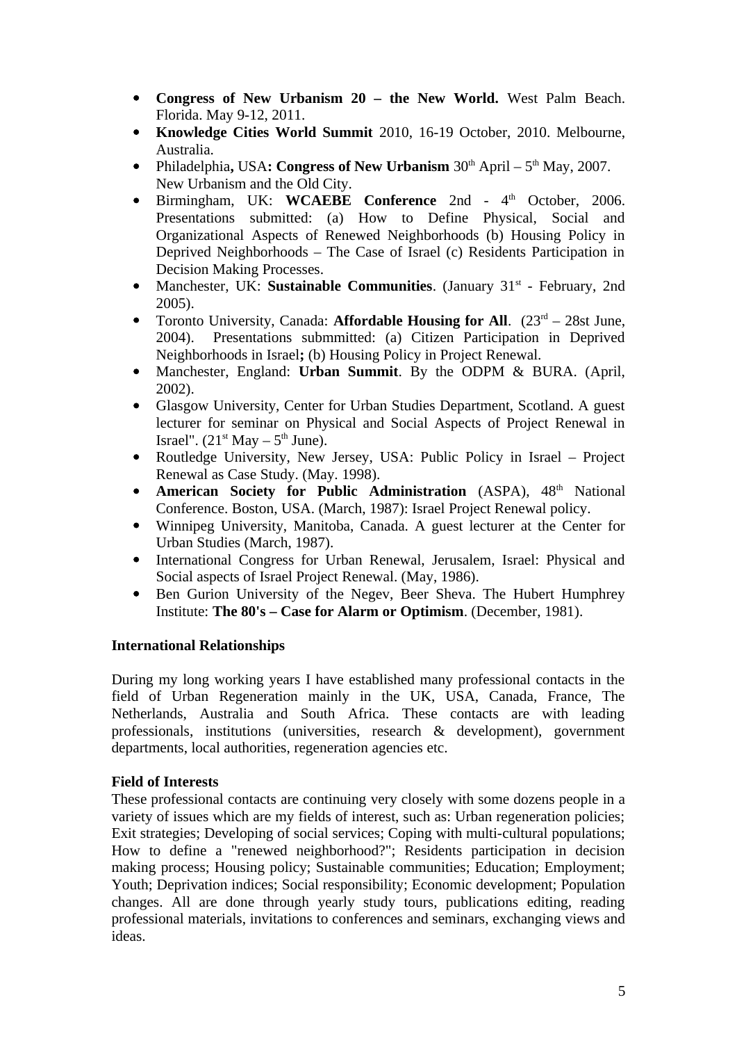- **Congress of New Urbanism 20 – the New World.** West Palm Beach. Florida. May 9-12, 2011.
- **Knowledge Cities World Summit** 2010, 16-19 October, 2010. Melbourne, Australia.
- Philadelphia**,** USA**: Congress of New Urbanism** 30th April – 5th May, 2007. New Urbanism and the Old City.
- Birmingham, UK: **WCAEBE Conference** 2nd - 4th October, 2006. Presentations submitted: (a) How to Define Physical, Social and Organizational Aspects of Renewed Neighborhoods (b) Housing Policy in Deprived Neighborhoods – The Case of Israel (c) Residents Participation in Decision Making Processes.
- Manchester, UK: **Sustainable Communities**. (January 31st - February, 2nd 2005).
- Toronto University, Canada: **Affordable Housing for All**. (23rd – 28st June, 2004). Presentations submmitted: (a) Citizen Participation in Deprived Neighborhoods in Israel**;** (b) Housing Policy in Project Renewal.
- Manchester, England: **Urban Summit**. By the ODPM & BURA. (April, 2002).
- Glasgow University, Center for Urban Studies Department, Scotland. A guest lecturer for seminar on Physical and Social Aspects of Project Renewal in Israel". (21st May – 5th June).
- Routledge University, New Jersey, USA: Public Policy in Israel – Project Renewal as Case Study. (May. 1998).
- **American Society for Public Administration** (ASPA), 48th National Conference. Boston, USA. (March, 1987): Israel Project Renewal policy.
- Winnipeg University, Manitoba, Canada. A guest lecturer at the Center for Urban Studies (March, 1987).
- International Congress for Urban Renewal, Jerusalem, Israel: Physical and Social aspects of Israel Project Renewal. (May, 1986).
- Ben Gurion University of the Negev, Beer Sheva. The Hubert Humphrey Institute: **The 80's – Case for Alarm or Optimism**. (December, 1981).

**International Relationships**

During my long working years I have established many professional contacts in the field of Urban Regeneration mainly in the UK, USA, Canada, France, The Netherlands, Australia and South Africa. These contacts are with leading professionals, institutions (universities, research & development), government departments, local authorities, regeneration agencies etc.

**Field of Interests**

These professional contacts are continuing very closely with some dozens people in a variety of issues which are my fields of interest, such as: Urban regeneration policies; Exit strategies; Developing of social services; Coping with multi-cultural populations; How to define a "renewed neighborhood?"; Residents participation in decision making process; Housing policy; Sustainable communities; Education; Employment; Youth; Deprivation indices; Social responsibility; Economic development; Population changes. All are done through yearly study tours, publications editing, reading professional materials, invitations to conferences and seminars, exchanging views and ideas.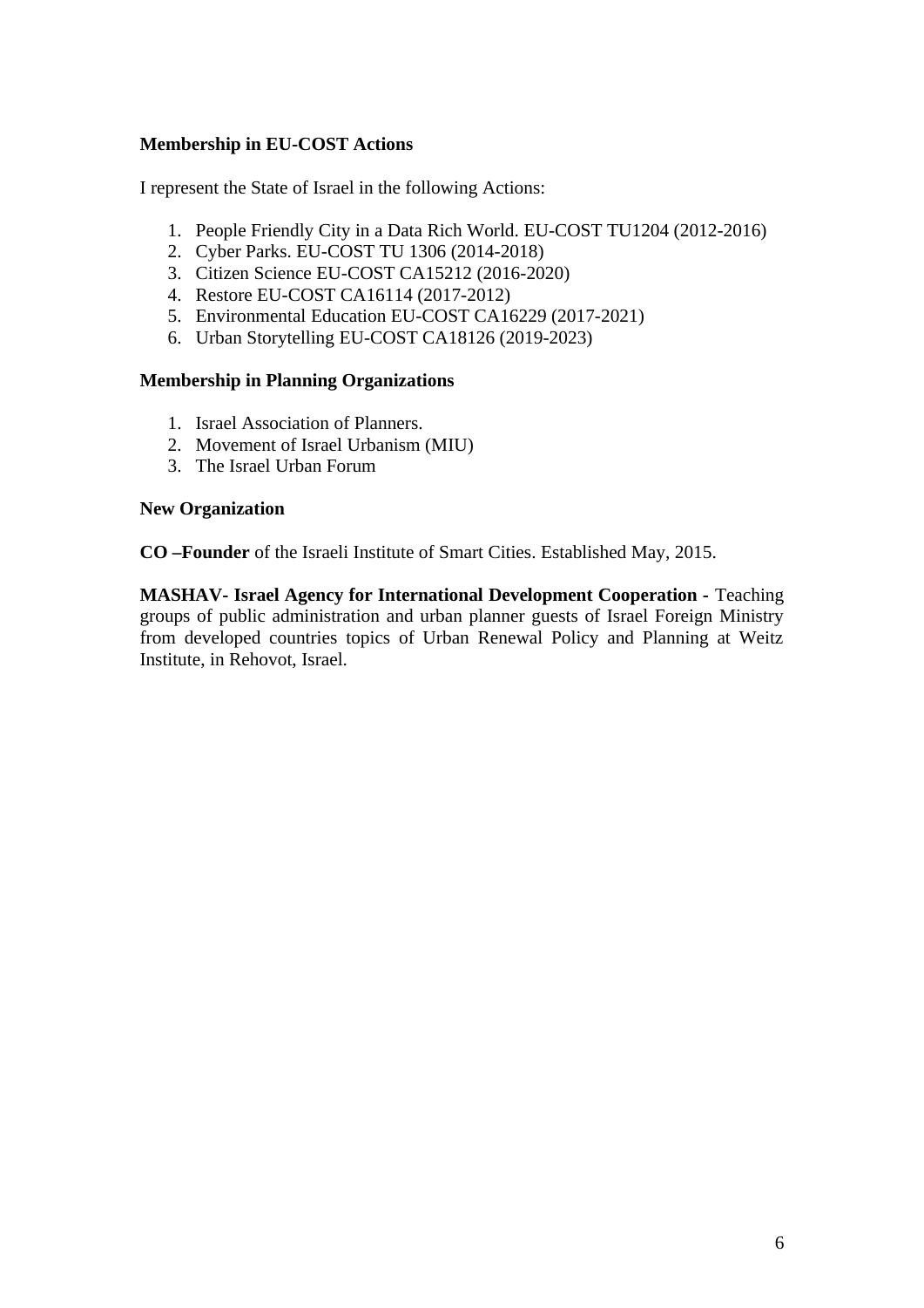**Membership in EU-COST Actions**

I represent the State of Israel in the following Actions:

1. People Friendly City in a Data Rich World. EU-COST TU1204 (2012-2016)
2. Cyber Parks. EU-COST TU 1306 (2014-2018)
3. Citizen Science EU-COST CA15212 (2016-2020)
4. Restore EU-COST CA16114 (2017-2012)
5. Environmental Education EU-COST CA16229 (2017-2021)
6. Urban Storytelling EU-COST CA18126 (2019-2023)

**Membership in Planning Organizations**

1. Israel Association of Planners.
2. Movement of Israel Urbanism (MIU)
3. The Israel Urban Forum

**New Organization**

**CO –Founder** of the Israeli Institute of Smart Cities. Established May, 2015.

**MASHAV- Israel Agency for International Development Cooperation -** Teaching groups of public administration and urban planner guests of Israel Foreign Ministry from developed countries topics of Urban Renewal Policy and Planning at Weitz Institute, in Rehovot, Israel.